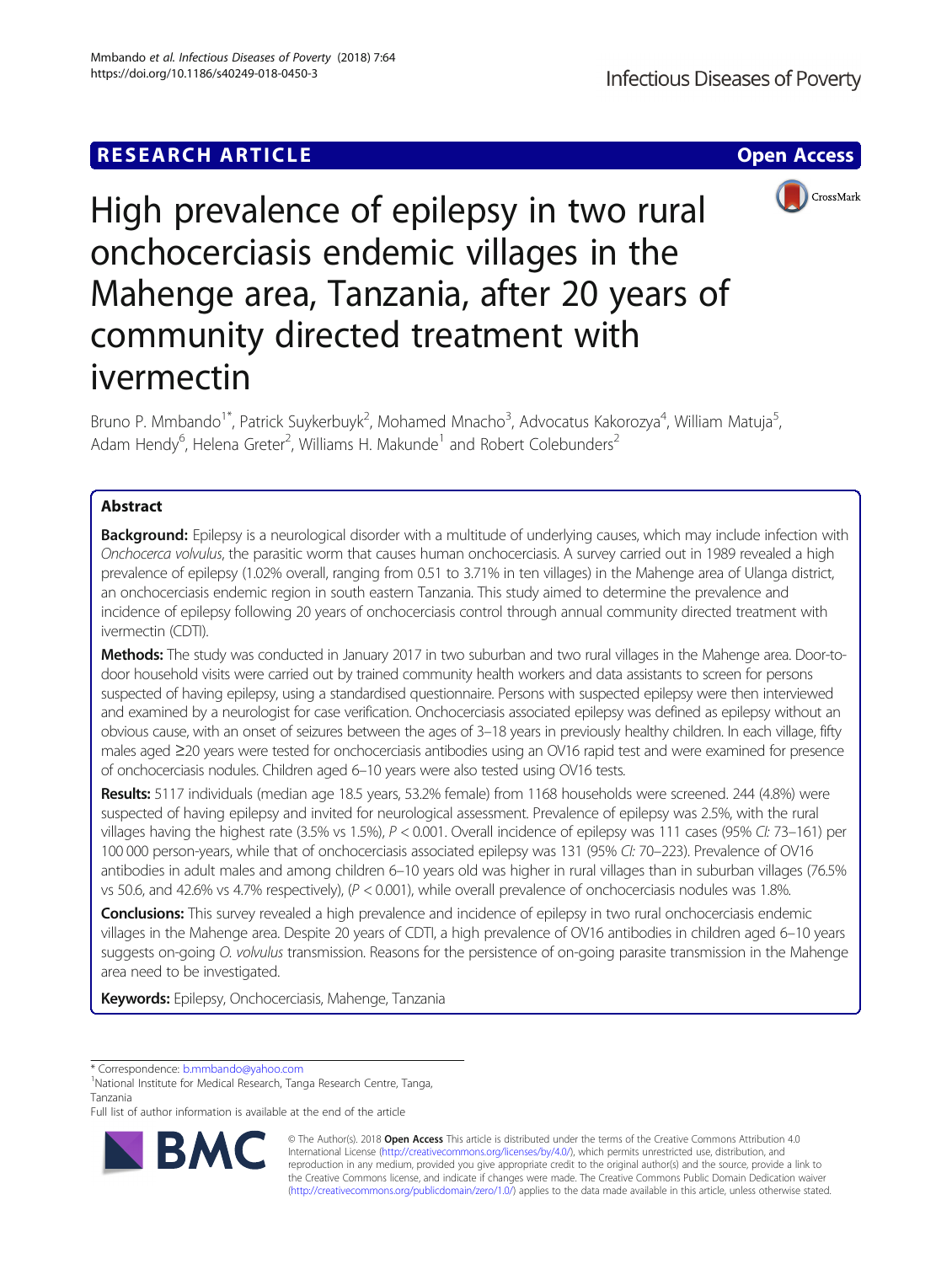# RESEARCH ARTICLE

Open Access

# High prevalence of epilepsy in two rural onchocerciasis endemic villages in the Mahenge area, Tanzania, after 20 years of community directed treatment with ivermectin

Bruno P. Mmbando[1*], Patrick Suykerbuyk[2], Mohamed Mnacho[3], Advocatus Kakorozya[4], William Matuja[5], Adam Hendy[6], Helena Greter[2], Williams H. Makunde[1] and Robert Colebunders[2]

## Abstract

**Background:** Epilepsy is a neurological disorder with a multitude of underlying causes, which may include infection with *Onchocerca volvulus*, the parasitic worm that causes human onchocerciasis. A survey carried out in 1989 revealed a high prevalence of epilepsy (1.02% overall, ranging from 0.51 to 3.71% in ten villages) in the Mahenge area of Ulanga district, an onchocerciasis endemic region in south eastern Tanzania. This study aimed to determine the prevalence and incidence of epilepsy following 20 years of onchocerciasis control through annual community directed treatment with ivermectin (CDTI).

**Methods:** The study was conducted in January 2017 in two suburban and two rural villages in the Mahenge area. Door-to-door household visits were carried out by trained community health workers and data assistants to screen for persons suspected of having epilepsy, using a standardised questionnaire. Persons with suspected epilepsy were then interviewed and examined by a neurologist for case verification. Onchocerciasis associated epilepsy was defined as epilepsy without an obvious cause, with an onset of seizures between the ages of 3–18 years in previously healthy children. In each village, fifty males aged ≥20 years were tested for onchocerciasis antibodies using an OV16 rapid test and were examined for presence of onchocerciasis nodules. Children aged 6–10 years were also tested using OV16 tests.

**Results:** 5117 individuals (median age 18.5 years, 53.2% female) from 1168 households were screened. 244 (4.8%) were suspected of having epilepsy and invited for neurological assessment. Prevalence of epilepsy was 2.5%, with the rural villages having the highest rate (3.5% vs 1.5%), $P < 0.001$. Overall incidence of epilepsy was 111 cases (95% *CI:* 73–161) per 100 000 person-years, while that of onchocerciasis associated epilepsy was 131 (95% *CI:* 70–223). Prevalence of OV16 antibodies in adult males and among children 6–10 years old was higher in rural villages than in suburban villages (76.5% vs 50.6, and 42.6% vs 4.7% respectively), ($P < 0.001$), while overall prevalence of onchocerciasis nodules was 1.8%.

**Conclusions:** This survey revealed a high prevalence and incidence of epilepsy in two rural onchocerciasis endemic villages in the Mahenge area. Despite 20 years of CDTI, a high prevalence of OV16 antibodies in children aged 6–10 years suggests on-going *O. volvulus* transmission. Reasons for the persistence of on-going parasite transmission in the Mahenge area need to be investigated.

**Keywords:** Epilepsy, Onchocerciasis, Mahenge, Tanzania

---

* Correspondence: b.mmbando@yahoo.com

[1]National Institute for Medical Research, Tanga Research Centre, Tanga, Tanzania

Full list of author information is available at the end of the article

© The Author(s). 2018 **Open Access** This article is distributed under the terms of the Creative Commons Attribution 4.0 International License (http://creativecommons.org/licenses/by/4.0/), which permits unrestricted use, distribution, and reproduction in any medium, provided you give appropriate credit to the original author(s) and the source, provide a link to the Creative Commons license, and indicate if changes were made. The Creative Commons Public Domain Dedication waiver (http://creativecommons.org/publicdomain/zero/1.0/) applies to the data made available in this article, unless otherwise stated.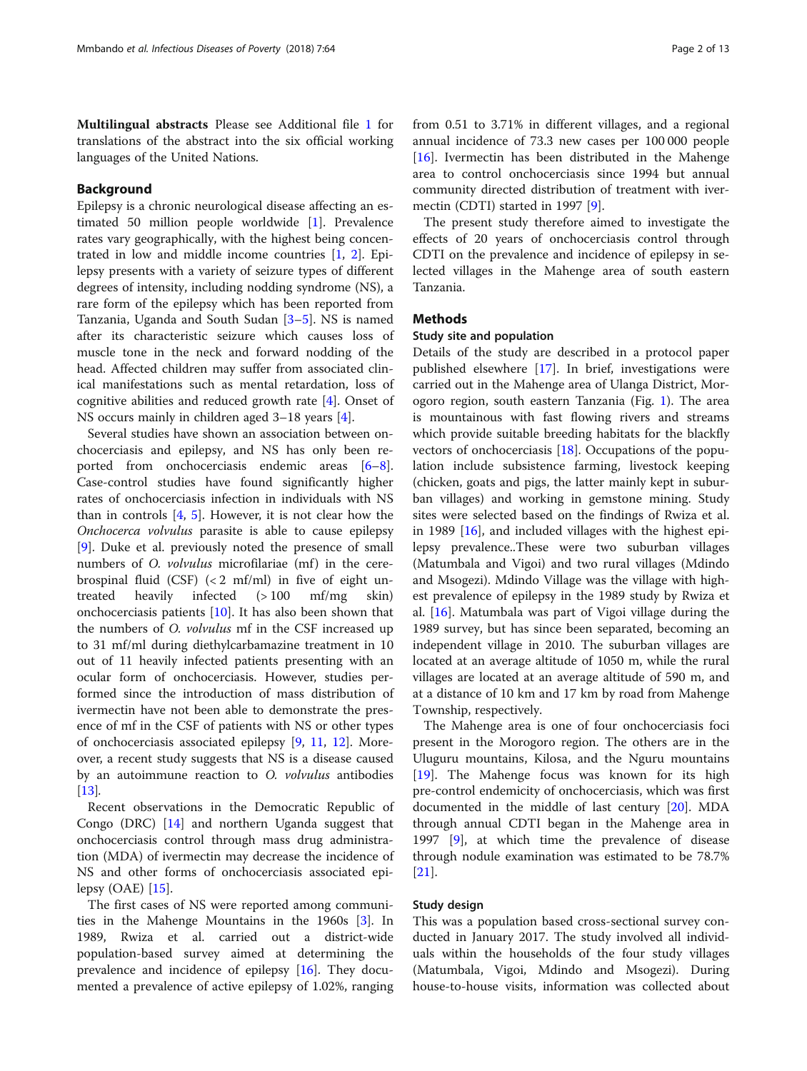**Multilingual abstracts** Please see Additional file 1 for translations of the abstract into the six official working languages of the United Nations.

## Background

Epilepsy is a chronic neurological disease affecting an estimated 50 million people worldwide [1]. Prevalence rates vary geographically, with the highest being concentrated in low and middle income countries [1, 2]. Epilepsy presents with a variety of seizure types of different degrees of intensity, including nodding syndrome (NS), a rare form of the epilepsy which has been reported from Tanzania, Uganda and South Sudan [3–5]. NS is named after its characteristic seizure which causes loss of muscle tone in the neck and forward nodding of the head. Affected children may suffer from associated clinical manifestations such as mental retardation, loss of cognitive abilities and reduced growth rate [4]. Onset of NS occurs mainly in children aged 3–18 years [4].

Several studies have shown an association between onchocerciasis and epilepsy, and NS has only been reported from onchocerciasis endemic areas [6–8]. Case-control studies have found significantly higher rates of onchocerciasis infection in individuals with NS than in controls [4, 5]. However, it is not clear how the *Onchocerca volvulus* parasite is able to cause epilepsy [9]. Duke et al. previously noted the presence of small numbers of *O. volvulus* microfilariae (mf) in the cerebrospinal fluid (CSF) (< 2 mf/ml) in five of eight untreated heavily infected (> 100 mf/mg skin) onchocerciasis patients [10]. It has also been shown that the numbers of *O. volvulus* mf in the CSF increased up to 31 mf/ml during diethylcarbamazine treatment in 10 out of 11 heavily infected patients presenting with an ocular form of onchocerciasis. However, studies performed since the introduction of mass distribution of ivermectin have not been able to demonstrate the presence of mf in the CSF of patients with NS or other types of onchocerciasis associated epilepsy [9, 11, 12]. Moreover, a recent study suggests that NS is a disease caused by an autoimmune reaction to *O. volvulus* antibodies [13].

Recent observations in the Democratic Republic of Congo (DRC) [14] and northern Uganda suggest that onchocerciasis control through mass drug administration (MDA) of ivermectin may decrease the incidence of NS and other forms of onchocerciasis associated epilepsy (OAE) [15].

The first cases of NS were reported among communities in the Mahenge Mountains in the 1960s [3]. In 1989, Rwiza et al. carried out a district-wide population-based survey aimed at determining the prevalence and incidence of epilepsy [16]. They documented a prevalence of active epilepsy of 1.02%, ranging from 0.51 to 3.71% in different villages, and a regional annual incidence of 73.3 new cases per 100 000 people [16]. Ivermectin has been distributed in the Mahenge area to control onchocerciasis since 1994 but annual community directed distribution of treatment with ivermectin (CDTI) started in 1997 [9].

The present study therefore aimed to investigate the effects of 20 years of onchocerciasis control through CDTI on the prevalence and incidence of epilepsy in selected villages in the Mahenge area of south eastern Tanzania.

## Methods

### Study site and population

Details of the study are described in a protocol paper published elsewhere [17]. In brief, investigations were carried out in the Mahenge area of Ulanga District, Morogoro region, south eastern Tanzania (Fig. 1). The area is mountainous with fast flowing rivers and streams which provide suitable breeding habitats for the blackfly vectors of onchocerciasis [18]. Occupations of the population include subsistence farming, livestock keeping (chicken, goats and pigs, the latter mainly kept in suburban villages) and working in gemstone mining. Study sites were selected based on the findings of Rwiza et al. in 1989 [16], and included villages with the highest epilepsy prevalence..These were two suburban villages (Matumbala and Vigoi) and two rural villages (Mdindo and Msogezi). Mdindo Village was the village with highest prevalence of epilepsy in the 1989 study by Rwiza et al. [16]. Matumbala was part of Vigoi village during the 1989 survey, but has since been separated, becoming an independent village in 2010. The suburban villages are located at an average altitude of 1050 m, while the rural villages are located at an average altitude of 590 m, and at a distance of 10 km and 17 km by road from Mahenge Township, respectively.

The Mahenge area is one of four onchocerciasis foci present in the Morogoro region. The others are in the Uluguru mountains, Kilosa, and the Nguru mountains [19]. The Mahenge focus was known for its high pre-control endemicity of onchocerciasis, which was first documented in the middle of last century [20]. MDA through annual CDTI began in the Mahenge area in 1997 [9], at which time the prevalence of disease through nodule examination was estimated to be 78.7% [21].

### Study design

This was a population based cross-sectional survey conducted in January 2017. The study involved all individuals within the households of the four study villages (Matumbala, Vigoi, Mdindo and Msogezi). During house-to-house visits, information was collected about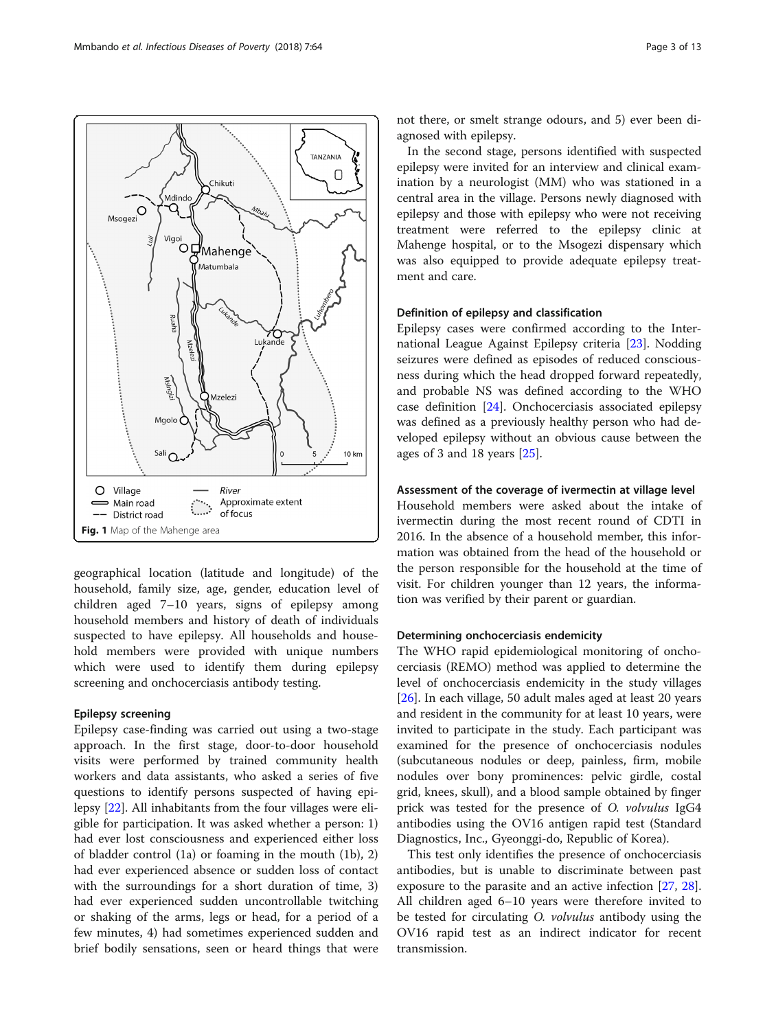Fig. 1 Map of the Mahenge area

geographical location (latitude and longitude) of the household, family size, age, gender, education level of children aged 7–10 years, signs of epilepsy among household members and history of death of individuals suspected to have epilepsy. All households and household members were provided with unique numbers which were used to identify them during epilepsy screening and onchocerciasis antibody testing.

### Epilepsy screening

Epilepsy case-finding was carried out using a two-stage approach. In the first stage, door-to-door household visits were performed by trained community health workers and data assistants, who asked a series of five questions to identify persons suspected of having epilepsy [22]. All inhabitants from the four villages were eligible for participation. It was asked whether a person: 1) had ever lost consciousness and experienced either loss of bladder control (1a) or foaming in the mouth (1b), 2) had ever experienced absence or sudden loss of contact with the surroundings for a short duration of time, 3) had ever experienced sudden uncontrollable twitching or shaking of the arms, legs or head, for a period of a few minutes, 4) had sometimes experienced sudden and brief bodily sensations, seen or heard things that were not there, or smelt strange odours, and 5) ever been diagnosed with epilepsy.

In the second stage, persons identified with suspected epilepsy were invited for an interview and clinical examination by a neurologist (MM) who was stationed in a central area in the village. Persons newly diagnosed with epilepsy and those with epilepsy who were not receiving treatment were referred to the epilepsy clinic at Mahenge hospital, or to the Msogezi dispensary which was also equipped to provide adequate epilepsy treatment and care.

### Definition of epilepsy and classification

Epilepsy cases were confirmed according to the International League Against Epilepsy criteria [23]. Nodding seizures were defined as episodes of reduced consciousness during which the head dropped forward repeatedly, and probable NS was defined according to the WHO case definition [24]. Onchocerciasis associated epilepsy was defined as a previously healthy person who had developed epilepsy without an obvious cause between the ages of 3 and 18 years [25].

### Assessment of the coverage of ivermectin at village level

Household members were asked about the intake of ivermectin during the most recent round of CDTI in 2016. In the absence of a household member, this information was obtained from the head of the household or the person responsible for the household at the time of visit. For children younger than 12 years, the information was verified by their parent or guardian.

### Determining onchocerciasis endemicity

The WHO rapid epidemiological monitoring of onchocerciasis (REMO) method was applied to determine the level of onchocerciasis endemicity in the study villages [26]. In each village, 50 adult males aged at least 20 years and resident in the community for at least 10 years, were invited to participate in the study. Each participant was examined for the presence of onchocerciasis nodules (subcutaneous nodules or deep, painless, firm, mobile nodules over bony prominences: pelvic girdle, costal grid, knees, skull), and a blood sample obtained by finger prick was tested for the presence of *O. volvulus* IgG4 antibodies using the OV16 antigen rapid test (Standard Diagnostics, Inc., Gyeonggi-do, Republic of Korea).

This test only identifies the presence of onchocerciasis antibodies, but is unable to discriminate between past exposure to the parasite and an active infection [27, 28]. All children aged 6–10 years were therefore invited to be tested for circulating *O. volvulus* antibody using the OV16 rapid test as an indirect indicator for recent transmission.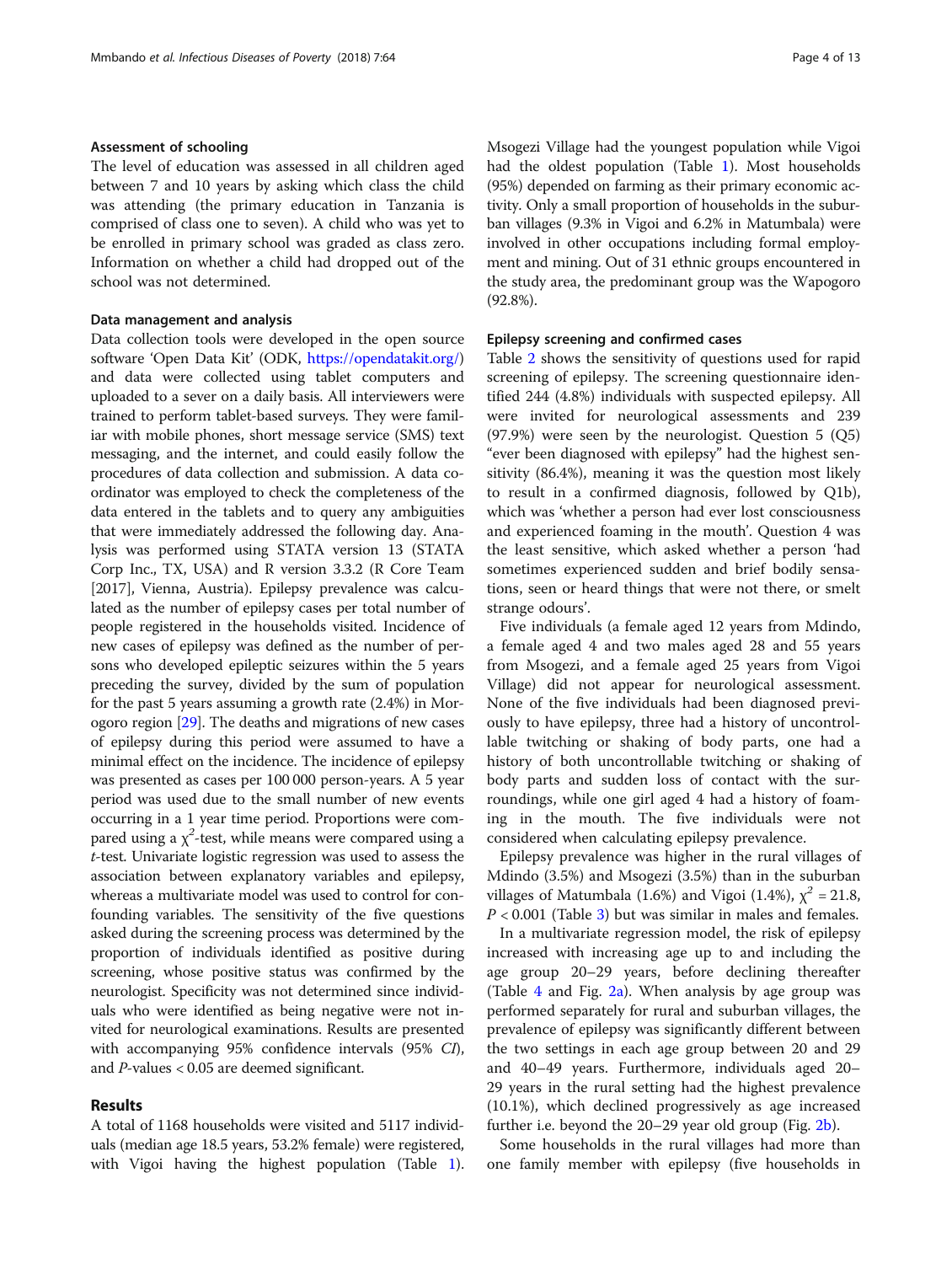### Assessment of schooling

The level of education was assessed in all children aged between 7 and 10 years by asking which class the child was attending (the primary education in Tanzania is comprised of class one to seven). A child who was yet to be enrolled in primary school was graded as class zero. Information on whether a child had dropped out of the school was not determined.

### Data management and analysis

Data collection tools were developed in the open source software 'Open Data Kit' (ODK, https://opendatakit.org/) and data were collected using tablet computers and uploaded to a sever on a daily basis. All interviewers were trained to perform tablet-based surveys. They were familiar with mobile phones, short message service (SMS) text messaging, and the internet, and could easily follow the procedures of data collection and submission. A data coordinator was employed to check the completeness of the data entered in the tablets and to query any ambiguities that were immediately addressed the following day. Analysis was performed using STATA version 13 (STATA Corp Inc., TX, USA) and R version 3.3.2 (R Core Team [2017], Vienna, Austria). Epilepsy prevalence was calculated as the number of epilepsy cases per total number of people registered in the households visited. Incidence of new cases of epilepsy was defined as the number of persons who developed epileptic seizures within the 5 years preceding the survey, divided by the sum of population for the past 5 years assuming a growth rate (2.4%) in Morogoro region [29]. The deaths and migrations of new cases of epilepsy during this period were assumed to have a minimal effect on the incidence. The incidence of epilepsy was presented as cases per 100 000 person-years. A 5 year period was used due to the small number of new events occurring in a 1 year time period. Proportions were compared using a $\chi^2$-test, while means were compared using a *t*-test. Univariate logistic regression was used to assess the association between explanatory variables and epilepsy, whereas a multivariate model was used to control for confounding variables. The sensitivity of the five questions asked during the screening process was determined by the proportion of individuals identified as positive during screening, whose positive status was confirmed by the neurologist. Specificity was not determined since individuals who were identified as being negative were not invited for neurological examinations. Results are presented with accompanying 95% confidence intervals (95% *CI*), and *P*-values < 0.05 are deemed significant.

## Results

A total of 1168 households were visited and 5117 individuals (median age 18.5 years, 53.2% female) were registered, with Vigoi having the highest population (Table 1). Msogezi Village had the youngest population while Vigoi had the oldest population (Table 1). Most households (95%) depended on farming as their primary economic activity. Only a small proportion of households in the suburban villages (9.3% in Vigoi and 6.2% in Matumbala) were involved in other occupations including formal employment and mining. Out of 31 ethnic groups encountered in the study area, the predominant group was the Wapogoro (92.8%).

### Epilepsy screening and confirmed cases

Table 2 shows the sensitivity of questions used for rapid screening of epilepsy. The screening questionnaire identified 244 (4.8%) individuals with suspected epilepsy. All were invited for neurological assessments and 239 (97.9%) were seen by the neurologist. Question 5 (Q5) "ever been diagnosed with epilepsy" had the highest sensitivity (86.4%), meaning it was the question most likely to result in a confirmed diagnosis, followed by Q1b), which was 'whether a person had ever lost consciousness and experienced foaming in the mouth'. Question 4 was the least sensitive, which asked whether a person 'had sometimes experienced sudden and brief bodily sensations, seen or heard things that were not there, or smelt strange odours'.

Five individuals (a female aged 12 years from Mdindo, a female aged 4 and two males aged 28 and 55 years from Msogezi, and a female aged 25 years from Vigoi Village) did not appear for neurological assessment. None of the five individuals had been diagnosed previously to have epilepsy, three had a history of uncontrollable twitching or shaking of body parts, one had a history of both uncontrollable twitching or shaking of body parts and sudden loss of contact with the surroundings, while one girl aged 4 had a history of foaming in the mouth. The five individuals were not considered when calculating epilepsy prevalence.

Epilepsy prevalence was higher in the rural villages of Mdindo (3.5%) and Msogezi (3.5%) than in the suburban villages of Matumbala (1.6%) and Vigoi (1.4%), $\chi^2 = 21.8$, $P < 0.001$ (Table 3) but was similar in males and females.

In a multivariate regression model, the risk of epilepsy increased with increasing age up to and including the age group 20–29 years, before declining thereafter (Table 4 and Fig. 2a). When analysis by age group was performed separately for rural and suburban villages, the prevalence of epilepsy was significantly different between the two settings in each age group between 20 and 29 and 40–49 years. Furthermore, individuals aged 20–29 years in the rural setting had the highest prevalence (10.1%), which declined progressively as age increased further i.e. beyond the 20–29 year old group (Fig. 2b).

Some households in the rural villages had more than one family member with epilepsy (five households in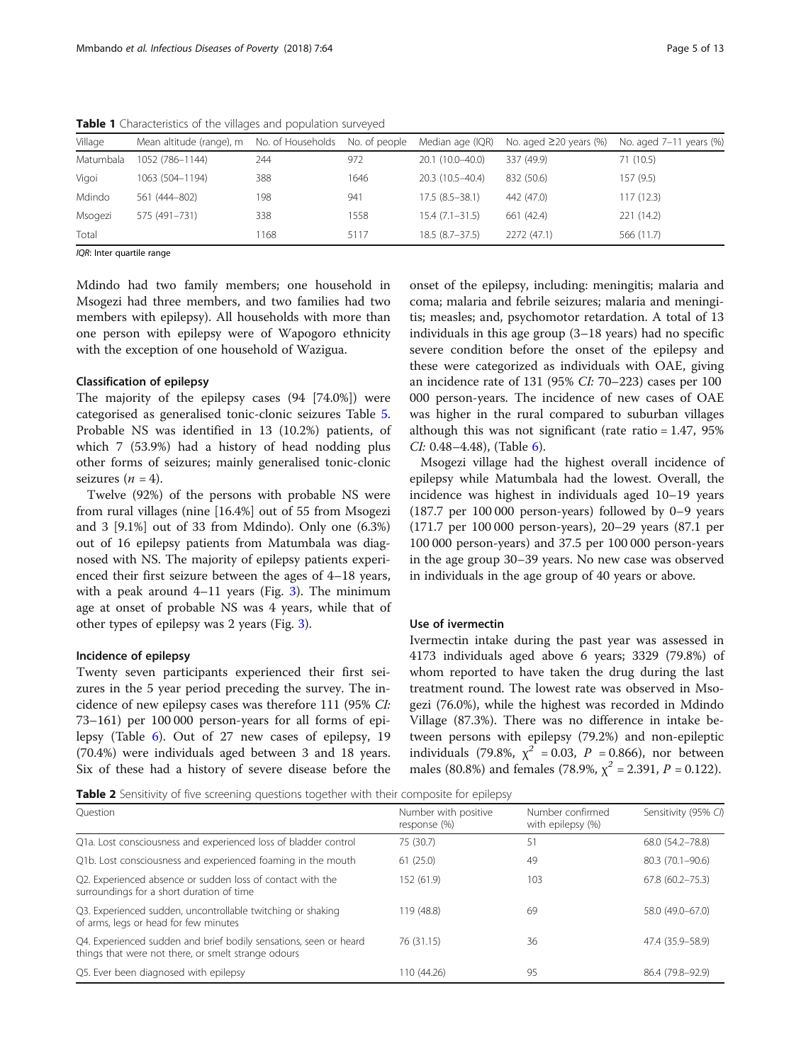**Table 1** Characteristics of the villages and population surveyed

| Village | Mean altitude (range), m | No. of Households | No. of people | Median age (IQR) | No. aged ≥20 years (%) | No. aged 7–11 years (%) |
|---|---|---|---|---|---|---|
| Matumbala | 1052 (786–1144) | 244 | 972 | 20.1 (10.0–40.0) | 337 (49.9) | 71 (10.5) |
| Vigoi | 1063 (504–1194) | 388 | 1646 | 20.3 (10.5–40.4) | 832 (50.6) | 157 (9.5) |
| Mdindo | 561 (444–802) | 198 | 941 | 17.5 (8.5–38.1) | 442 (47.0) | 117 (12.3) |
| Msogezi | 575 (491–731) | 338 | 1558 | 15.4 (7.1–31.5) | 661 (42.4) | 221 (14.2) |
| Total | | 1168 | 5117 | 18.5 (8.7–37.5) | 2272 (47.1) | 566 (11.7) |

*IQR*: Inter quartile range

Mdindo had two family members; one household in Msogezi had three members, and two families had two members with epilepsy). All households with more than one person with epilepsy were of Wapogoro ethnicity with the exception of one household of Wazigua.

### Classification of epilepsy

The majority of the epilepsy cases (94 [74.0%]) were categorised as generalised tonic-clonic seizures Table 5. Probable NS was identified in 13 (10.2%) patients, of which 7 (53.9%) had a history of head nodding plus other forms of seizures; mainly generalised tonic-clonic seizures ($n$ = 4).

Twelve (92%) of the persons with probable NS were from rural villages (nine [16.4%] out of 55 from Msogezi and 3 [9.1%] out of 33 from Mdindo). Only one (6.3%) out of 16 epilepsy patients from Matumbala was diagnosed with NS. The majority of epilepsy patients experienced their first seizure between the ages of 4–18 years, with a peak around 4–11 years (Fig. 3). The minimum age at onset of probable NS was 4 years, while that of other types of epilepsy was 2 years (Fig. 3).

### Incidence of epilepsy

Twenty seven participants experienced their first seizures in the 5 year period preceding the survey. The incidence of new epilepsy cases was therefore 111 (95% *CI:* 73–161) per 100 000 person-years for all forms of epilepsy (Table 6). Out of 27 new cases of epilepsy, 19 (70.4%) were individuals aged between 3 and 18 years. Six of these had a history of severe disease before the onset of the epilepsy, including: meningitis; malaria and coma; malaria and febrile seizures; malaria and meningitis; measles; and, psychomotor retardation. A total of 13 individuals in this age group (3–18 years) had no specific severe condition before the onset of the epilepsy and these were categorized as individuals with OAE, giving an incidence rate of 131 (95% *CI:* 70–223) cases per 100 000 person-years. The incidence of new cases of OAE was higher in the rural compared to suburban villages although this was not significant (rate ratio = 1.47, 95% *CI:* 0.48–4.48), (Table 6).

Msogezi village had the highest overall incidence of epilepsy while Matumbala had the lowest. Overall, the incidence was highest in individuals aged 10–19 years (187.7 per 100 000 person-years) followed by 0–9 years (171.7 per 100 000 person-years), 20–29 years (87.1 per 100 000 person-years) and 37.5 per 100 000 person-years in the age group 30–39 years. No new case was observed in individuals in the age group of 40 years or above.

### Use of ivermectin

Ivermectin intake during the past year was assessed in 4173 individuals aged above 6 years; 3329 (79.8%) of whom reported to have taken the drug during the last treatment round. The lowest rate was observed in Msogezi (76.0%), while the highest was recorded in Mdindo Village (87.3%). There was no difference in intake between persons with epilepsy (79.2%) and non-epileptic individuals (79.8%, $\chi^2$ = 0.03, $P$ = 0.866), nor between males (80.8%) and females (78.9%, $\chi^2$ = 2.391, $P$ = 0.122).

**Table 2** Sensitivity of five screening questions together with their composite for epilepsy

| Question | Number with positive response (%) | Number confirmed with epilepsy (%) | Sensitivity (95% *CI*) |
|---|---|---|---|
| Q1a. Lost consciousness and experienced loss of bladder control | 75 (30.7) | 51 | 68.0 (54.2–78.8) |
| Q1b. Lost consciousness and experienced foaming in the mouth | 61 (25.0) | 49 | 80.3 (70.1–90.6) |
| Q2. Experienced absence or sudden loss of contact with the surroundings for a short duration of time | 152 (61.9) | 103 | 67.8 (60.2–75.3) |
| Q3. Experienced sudden, uncontrollable twitching or shaking of arms, legs or head for few minutes | 119 (48.8) | 69 | 58.0 (49.0–67.0) |
| Q4. Experienced sudden and brief bodily sensations, seen or heard things that were not there, or smelt strange odours | 76 (31.15) | 36 | 47.4 (35.9–58.9) |
| Q5. Ever been diagnosed with epilepsy | 110 (44.26) | 95 | 86.4 (79.8–92.9) |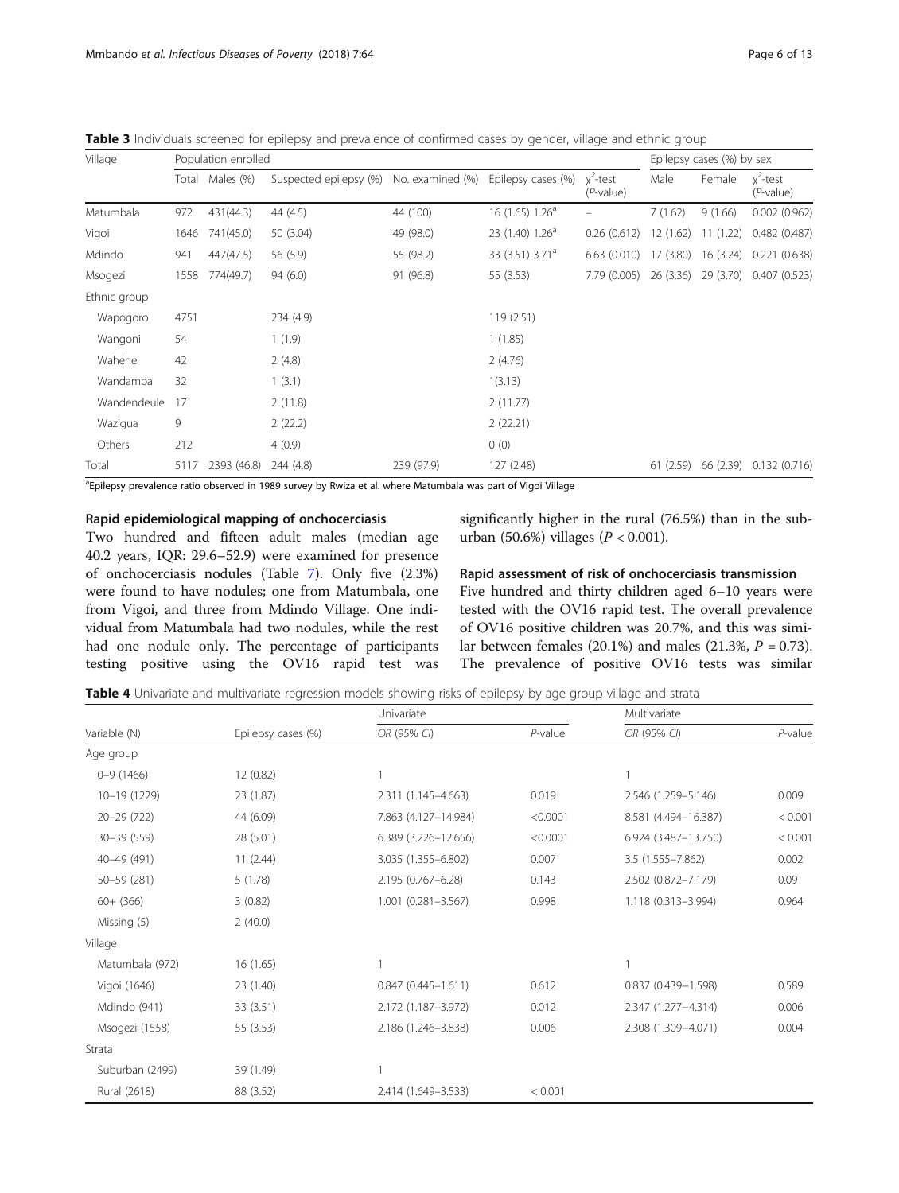**Table 3** Individuals screened for epilepsy and prevalence of confirmed cases by gender, village and ethnic group

| Village | Population enrolled | | | | | | Epilepsy cases (%) by sex | | |
|---|---|---|---|---|---|---|---|---|---|
| | Total | Males (%) | Suspected epilepsy (%) | No. examined (%) | Epilepsy cases (%) | $\chi^2$-test (*P*-value) | Male | Female | $\chi^2$-test (*P*-value) |
| Matumbala | 972 | 431(44.3) | 44 (4.5) | 44 (100) | 16 (1.65) 1.26[a] | – | 7 (1.62) | 9 (1.66) | 0.002 (0.962) |
| Vigoi | 1646 | 741(45.0) | 50 (3.04) | 49 (98.0) | 23 (1.40) 1.26[a] | 0.26 (0.612) | 12 (1.62) | 11 (1.22) | 0.482 (0.487) |
| Mdindo | 941 | 447(47.5) | 56 (5.9) | 55 (98.2) | 33 (3.51) 3.71[a] | 6.63 (0.010) | 17 (3.80) | 16 (3.24) | 0.221 (0.638) |
| Msogezi | 1558 | 774(49.7) | 94 (6.0) | 91 (96.8) | 55 (3.53) | 7.79 (0.005) | 26 (3.36) | 29 (3.70) | 0.407 (0.523) |
| Ethnic group | | | | | | | | | |
| Wapogoro | 4751 | | 234 (4.9) | | 119 (2.51) | | | | |
| Wangoni | 54 | | 1 (1.9) | | 1 (1.85) | | | | |
| Wahehe | 42 | | 2 (4.8) | | 2 (4.76) | | | | |
| Wandamba | 32 | | 1 (3.1) | | 1(3.13) | | | | |
| Wandendeule | 17 | | 2 (11.8) | | 2 (11.77) | | | | |
| Wazigua | 9 | | 2 (22.2) | | 2 (22.21) | | | | |
| Others | 212 | | 4 (0.9) | | 0 (0) | | | | |
| Total | 5117 | 2393 (46.8) | 244 (4.8) | 239 (97.9) | 127 (2.48) | | 61 (2.59) | 66 (2.39) | 0.132 (0.716) |

[a]Epilepsy prevalence ratio observed in 1989 survey by Rwiza et al. where Matumbala was part of Vigoi Village

### Rapid epidemiological mapping of onchocerciasis

Two hundred and fifteen adult males (median age 40.2 years, IQR: 29.6–52.9) were examined for presence of onchocerciasis nodules (Table 7). Only five (2.3%) were found to have nodules; one from Matumbala, one from Vigoi, and three from Mdindo Village. One individual from Matumbala had two nodules, while the rest had one nodule only. The percentage of participants testing positive using the OV16 rapid test was significantly higher in the rural (76.5%) than in the sub-urban (50.6%) villages ($P < 0.001$).

### Rapid assessment of risk of onchocerciasis transmission

Five hundred and thirty children aged 6–10 years were tested with the OV16 rapid test. The overall prevalence of OV16 positive children was 20.7%, and this was similar between females (20.1%) and males (21.3%, $P = 0.73$). The prevalence of positive OV16 tests was similar

**Table 4** Univariate and multivariate regression models showing risks of epilepsy by age group village and strata

| Variable (N) | Epilepsy cases (%) | Univariate | | Multivariate | |
|---|---|---|---|---|---|
| | | *OR (95% CI)* | *P*-value | *OR (95% CI)* | *P*-value |
| Age group | | | | | |
| 0–9 (1466) | 12 (0.82) | 1 | | 1 | |
| 10–19 (1229) | 23 (1.87) | 2.311 (1.145–4.663) | 0.019 | 2.546 (1.259–5.146) | 0.009 |
| 20–29 (722) | 44 (6.09) | 7.863 (4.127–14.984) | <0.0001 | 8.581 (4.494–16.387) | < 0.001 |
| 30–39 (559) | 28 (5.01) | 6.389 (3.226–12.656) | <0.0001 | 6.924 (3.487–13.750) | < 0.001 |
| 40–49 (491) | 11 (2.44) | 3.035 (1.355–6.802) | 0.007 | 3.5 (1.555–7.862) | 0.002 |
| 50–59 (281) | 5 (1.78) | 2.195 (0.767–6.28) | 0.143 | 2.502 (0.872–7.179) | 0.09 |
| 60+ (366) | 3 (0.82) | 1.001 (0.281–3.567) | 0.998 | 1.118 (0.313–3.994) | 0.964 |
| Missing (5) | 2 (40.0) | | | | |
| Village | | | | | |
| Matumbala (972) | 16 (1.65) | 1 | | 1 | |
| Vigoi (1646) | 23 (1.40) | 0.847 (0.445–1.611) | 0.612 | 0.837 (0.439–1.598) | 0.589 |
| Mdindo (941) | 33 (3.51) | 2.172 (1.187–3.972) | 0.012 | 2.347 (1.277–4.314) | 0.006 |
| Msogezi (1558) | 55 (3.53) | 2.186 (1.246–3.838) | 0.006 | 2.308 (1.309–4.071) | 0.004 |
| Strata | | | | | |
| Suburban (2499) | 39 (1.49) | 1 | | | |
| Rural (2618) | 88 (3.52) | 2.414 (1.649–3.533) | < 0.001 | | |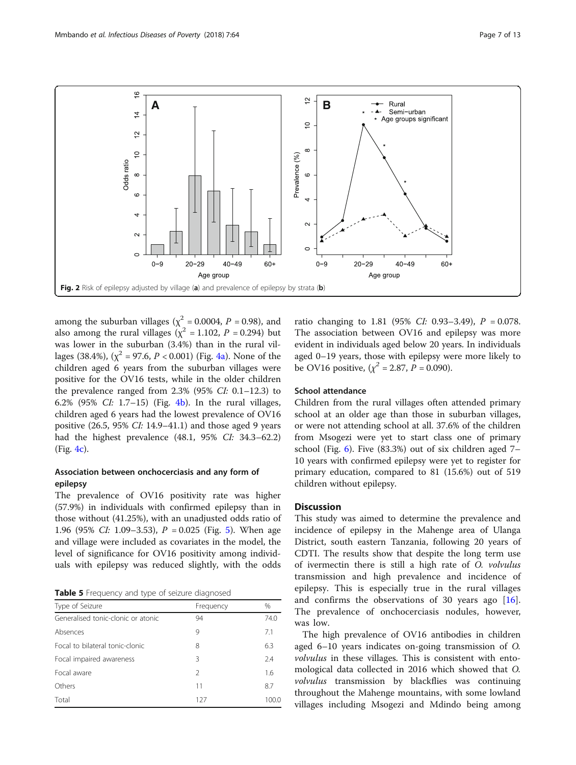Fig. 2 Risk of epilepsy adjusted by village (**a**) and prevalence of epilepsy by strata (**b**)

among the suburban villages ($\chi^2$ = 0.0004, $P$ = 0.98), and also among the rural villages ($\chi^2$ = 1.102, $P$ = 0.294) but was lower in the suburban (3.4%) than in the rural villages (38.4%), ($\chi^2$ = 97.6, $P$ < 0.001) (Fig. 4a). None of the children aged 6 years from the suburban villages were positive for the OV16 tests, while in the older children the prevalence ranged from 2.3% (95% *CI:* 0.1–12.3) to 6.2% (95% *CI:* 1.7–15) (Fig. 4b). In the rural villages, children aged 6 years had the lowest prevalence of OV16 positive (26.5, 95% *CI:* 14.9–41.1) and those aged 9 years had the highest prevalence (48.1, 95% *CI:* 34.3–62.2) (Fig. 4c).

### Association between onchocerciasis and any form of epilepsy

The prevalence of OV16 positivity rate was higher (57.9%) in individuals with confirmed epilepsy than in those without (41.25%), with an unadjusted odds ratio of 1.96 (95% *CI:* 1.09–3.53), $P$ = 0.025 (Fig. 5). When age and village were included as covariates in the model, the level of significance for OV16 positivity among individuals with epilepsy was reduced slightly, with the odds ratio changing to 1.81 (95% *CI:* 0.93–3.49), $P$ = 0.078. The association between OV16 and epilepsy was more evident in individuals aged below 20 years. In individuals aged 0–19 years, those with epilepsy were more likely to be OV16 positive, ($\chi^2$ = 2.87, $P$ = 0.090).

**Table 5** Frequency and type of seizure diagnosed

| Type of Seizure | Frequency | % |
|---|---|---|
| Generalised tonic-clonic or atonic | 94 | 74.0 |
| Absences | 9 | 7.1 |
| Focal to bilateral tonic-clonic | 8 | 6.3 |
| Focal impaired awareness | 3 | 2.4 |
| Focal aware | 2 | 1.6 |
| Others | 11 | 8.7 |
| Total | 127 | 100.0 |

### School attendance

Children from the rural villages often attended primary school at an older age than those in suburban villages, or were not attending school at all. 37.6% of the children from Msogezi were yet to start class one of primary school (Fig. 6). Five (83.3%) out of six children aged 7–10 years with confirmed epilepsy were yet to register for primary education, compared to 81 (15.6%) out of 519 children without epilepsy.

## Discussion

This study was aimed to determine the prevalence and incidence of epilepsy in the Mahenge area of Ulanga District, south eastern Tanzania, following 20 years of CDTI. The results show that despite the long term use of ivermectin there is still a high rate of *O. volvulus* transmission and high prevalence and incidence of epilepsy. This is especially true in the rural villages and confirms the observations of 30 years ago [16]. The prevalence of onchocerciasis nodules, however, was low.

The high prevalence of OV16 antibodies in children aged 6–10 years indicates on-going transmission of *O. volvulus* in these villages. This is consistent with entomological data collected in 2016 which showed that *O. volvulus* transmission by blackflies was continuing throughout the Mahenge mountains, with some lowland villages including Msogezi and Mdindo being among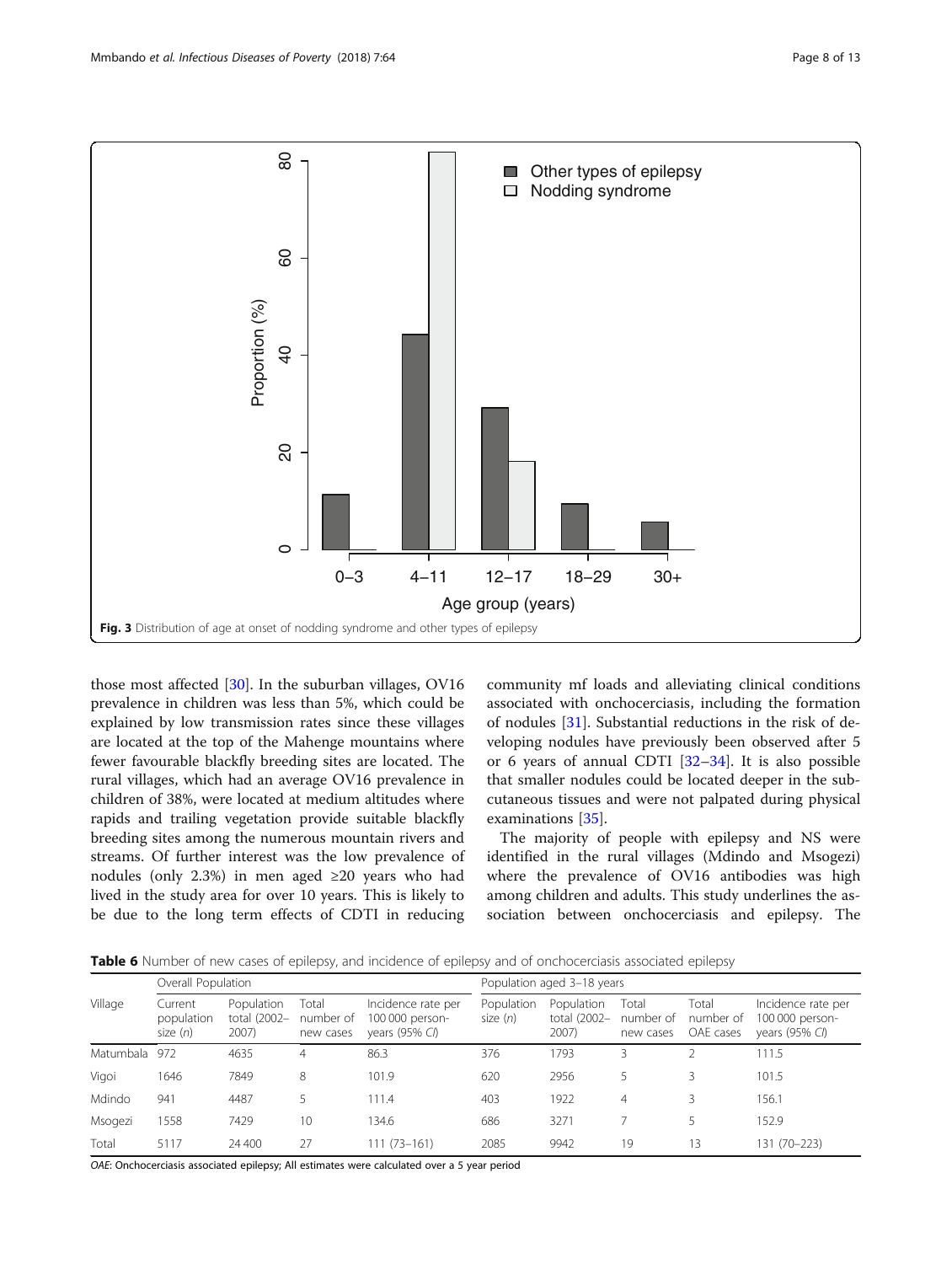Fig. 3 Distribution of age at onset of nodding syndrome and other types of epilepsy

those most affected [30]. In the suburban villages, OV16 prevalence in children was less than 5%, which could be explained by low transmission rates since these villages are located at the top of the Mahenge mountains where fewer favourable blackfly breeding sites are located. The rural villages, which had an average OV16 prevalence in children of 38%, were located at medium altitudes where rapids and trailing vegetation provide suitable blackfly breeding sites among the numerous mountain rivers and streams. Of further interest was the low prevalence of nodules (only 2.3%) in men aged ≥20 years who had lived in the study area for over 10 years. This is likely to be due to the long term effects of CDTI in reducing community mf loads and alleviating clinical conditions associated with onchocerciasis, including the formation of nodules [31]. Substantial reductions in the risk of developing nodules have previously been observed after 5 or 6 years of annual CDTI [32–34]. It is also possible that smaller nodules could be located deeper in the subcutaneous tissues and were not palpated during physical examinations [35].

The majority of people with epilepsy and NS were identified in the rural villages (Mdindo and Msogezi) where the prevalence of OV16 antibodies was high among children and adults. This study underlines the association between onchocerciasis and epilepsy. The

**Table 6** Number of new cases of epilepsy, and incidence of epilepsy and of onchocerciasis associated epilepsy

| Village | Overall Population | | | | Population aged 3–18 years | | | | |
|---|---|---|---|---|---|---|---|---|---|
| | Current population size (*n*) | Population total (2002–2007) | Total number of new cases | Incidence rate per 100 000 person-years (95% *CI*) | Population size (*n*) | Population total (2002–2007) | Total number of new cases | Total number of OAE cases | Incidence rate per 100 000 person-years (95% *CI*) |
| Matumbala | 972 | 4635 | 4 | 86.3 | 376 | 1793 | 3 | 2 | 111.5 |
| Vigoi | 1646 | 7849 | 8 | 101.9 | 620 | 2956 | 5 | 3 | 101.5 |
| Mdindo | 941 | 4487 | 5 | 111.4 | 403 | 1922 | 4 | 3 | 156.1 |
| Msogezi | 1558 | 7429 | 10 | 134.6 | 686 | 3271 | 7 | 5 | 152.9 |
| Total | 5117 | 24 400 | 27 | 111 (73–161) | 2085 | 9942 | 19 | 13 | 131 (70–223) |

*OAE*: Onchocerciasis associated epilepsy; All estimates were calculated over a 5 year period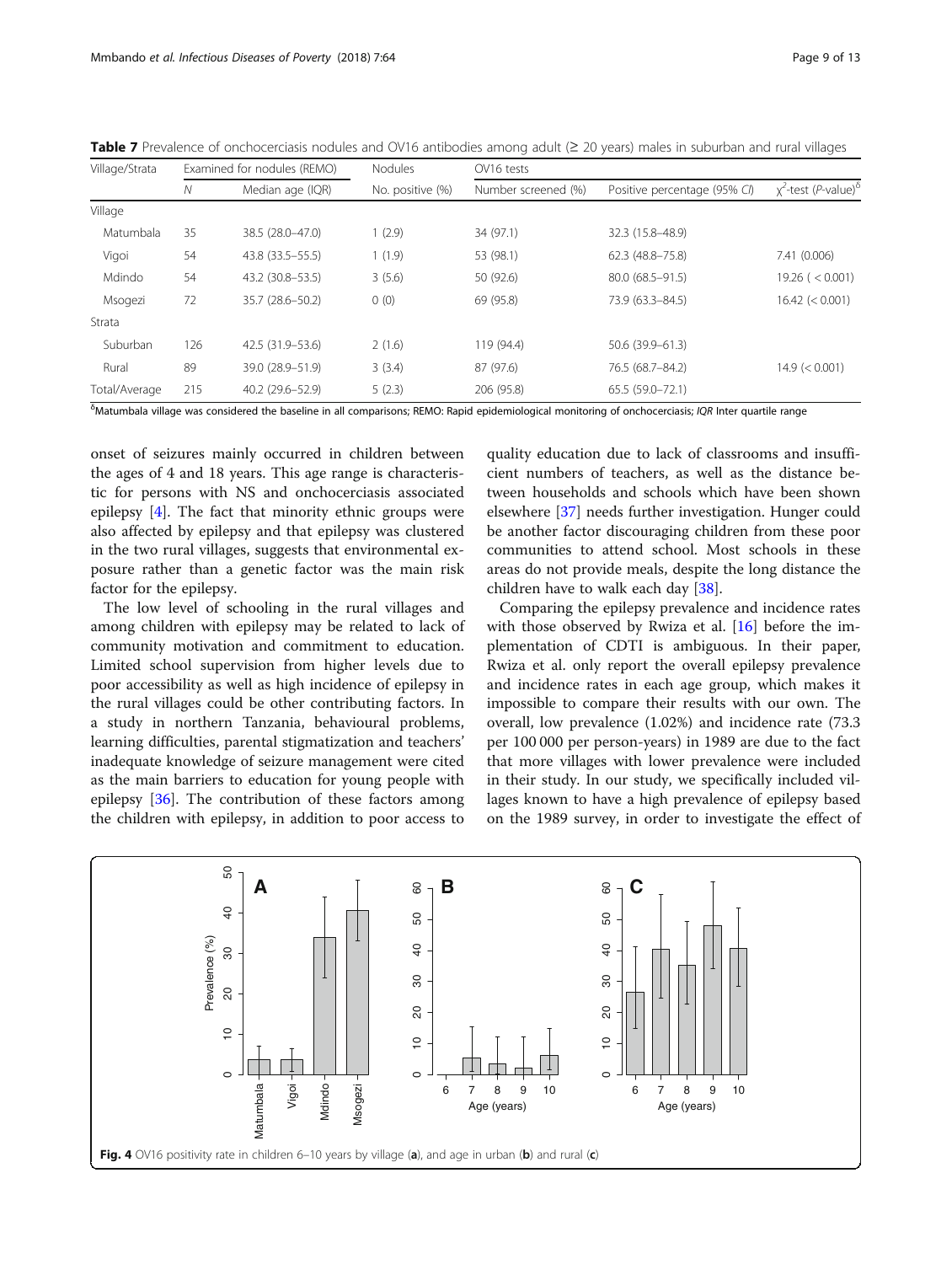**Table 7** Prevalence of onchocerciasis nodules and OV16 antibodies among adult (≥ 20 years) males in suburban and rural villages

| Village/Strata | Examined for nodules (REMO) | | Nodules | OV16 tests | | |
|---|---|---|---|---|---|---|
| | *N* | Median age (IQR) | No. positive (%) | Number screened (%) | Positive percentage (95% *CI*) | $\chi^2$-test (*P*-value)[δ] |
| Village | | | | | | |
| Matumbala | 35 | 38.5 (28.0–47.0) | 1 (2.9) | 34 (97.1) | 32.3 (15.8–48.9) | |
| Vigoi | 54 | 43.8 (33.5–55.5) | 1 (1.9) | 53 (98.1) | 62.3 (48.8–75.8) | 7.41 (0.006) |
| Mdindo | 54 | 43.2 (30.8–53.5) | 3 (5.6) | 50 (92.6) | 80.0 (68.5–91.5) | 19.26 ( < 0.001) |
| Msogezi | 72 | 35.7 (28.6–50.2) | 0 (0) | 69 (95.8) | 73.9 (63.3–84.5) | 16.42 (< 0.001) |
| Strata | | | | | | |
| Suburban | 126 | 42.5 (31.9–53.6) | 2 (1.6) | 119 (94.4) | 50.6 (39.9–61.3) | |
| Rural | 89 | 39.0 (28.9–51.9) | 3 (3.4) | 87 (97.6) | 76.5 (68.7–84.2) | 14.9 (< 0.001) |
| Total/Average | 215 | 40.2 (29.6–52.9) | 5 (2.3) | 206 (95.8) | 65.5 (59.0–72.1) | |

[δ]Matumbala village was considered the baseline in all comparisons; REMO: Rapid epidemiological monitoring of onchocerciasis; *IQR* Inter quartile range

onset of seizures mainly occurred in children between the ages of 4 and 18 years. This age range is characteristic for persons with NS and onchocerciasis associated epilepsy [4]. The fact that minority ethnic groups were also affected by epilepsy and that epilepsy was clustered in the two rural villages, suggests that environmental exposure rather than a genetic factor was the main risk factor for the epilepsy.

The low level of schooling in the rural villages and among children with epilepsy may be related to lack of community motivation and commitment to education. Limited school supervision from higher levels due to poor accessibility as well as high incidence of epilepsy in the rural villages could be other contributing factors. In a study in northern Tanzania, behavioural problems, learning difficulties, parental stigmatization and teachers' inadequate knowledge of seizure management were cited as the main barriers to education for young people with epilepsy [36]. The contribution of these factors among the children with epilepsy, in addition to poor access to quality education due to lack of classrooms and insufficient numbers of teachers, as well as the distance between households and schools which have been shown elsewhere [37] needs further investigation. Hunger could be another factor discouraging children from these poor communities to attend school. Most schools in these areas do not provide meals, despite the long distance the children have to walk each day [38].

Comparing the epilepsy prevalence and incidence rates with those observed by Rwiza et al. [16] before the implementation of CDTI is ambiguous. In their paper, Rwiza et al. only report the overall epilepsy prevalence and incidence rates in each age group, which makes it impossible to compare their results with our own. The overall, low prevalence (1.02%) and incidence rate (73.3 per 100 000 per person-years) in 1989 are due to the fact that more villages with lower prevalence were included in their study. In our study, we specifically included villages known to have a high prevalence of epilepsy based on the 1989 survey, in order to investigate the effect of

**Fig. 4** OV16 positivity rate in children 6–10 years by village (**a**), and age in urban (**b**) and rural (**c**)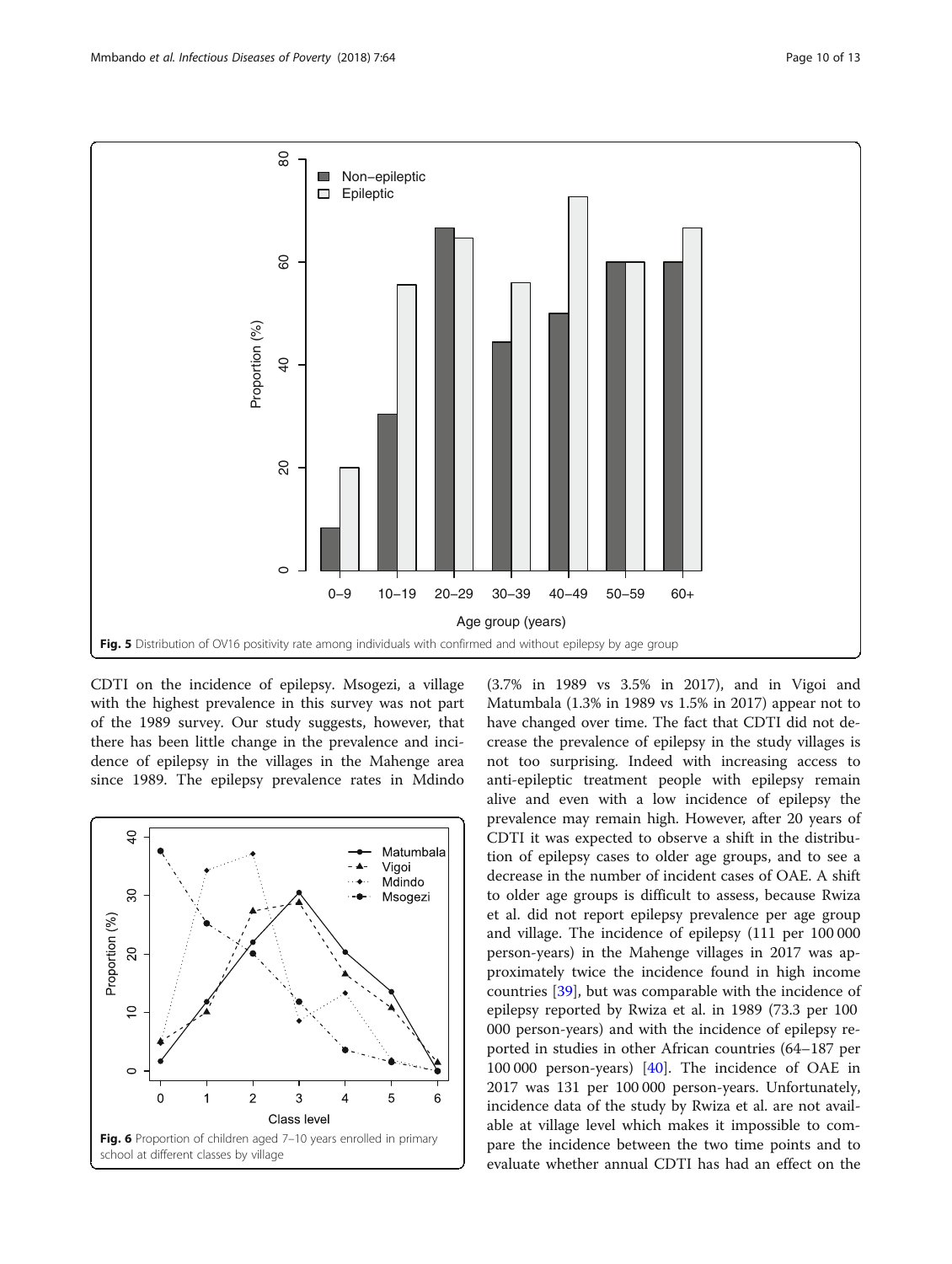Fig. 5 Distribution of OV16 positivity rate among individuals with confirmed and without epilepsy by age group

CDTI on the incidence of epilepsy. Msogezi, a village with the highest prevalence in this survey was not part of the 1989 survey. Our study suggests, however, that there has been little change in the prevalence and incidence of epilepsy in the villages in the Mahenge area since 1989. The epilepsy prevalence rates in Mdindo (3.7% in 1989 vs 3.5% in 2017), and in Vigoi and Matumbala (1.3% in 1989 vs 1.5% in 2017) appear not to have changed over time. The fact that CDTI did not decrease the prevalence of epilepsy in the study villages is not too surprising. Indeed with increasing access to anti-epileptic treatment people with epilepsy remain alive and even with a low incidence of epilepsy the prevalence may remain high. However, after 20 years of CDTI it was expected to observe a shift in the distribution of epilepsy cases to older age groups, and to see a decrease in the number of incident cases of OAE. A shift to older age groups is difficult to assess, because Rwiza et al. did not report epilepsy prevalence per age group and village. The incidence of epilepsy (111 per 100 000 person-years) in the Mahenge villages in 2017 was approximately twice the incidence found in high income countries [39], but was comparable with the incidence of epilepsy reported by Rwiza et al. in 1989 (73.3 per 100 000 person-years) and with the incidence of epilepsy reported in studies in other African countries (64–187 per 100 000 person-years) [40]. The incidence of OAE in 2017 was 131 per 100 000 person-years. Unfortunately, incidence data of the study by Rwiza et al. are not available at village level which makes it impossible to compare the incidence between the two time points and to evaluate whether annual CDTI has had an effect on the

Fig. 6 Proportion of children aged 7–10 years enrolled in primary school at different classes by village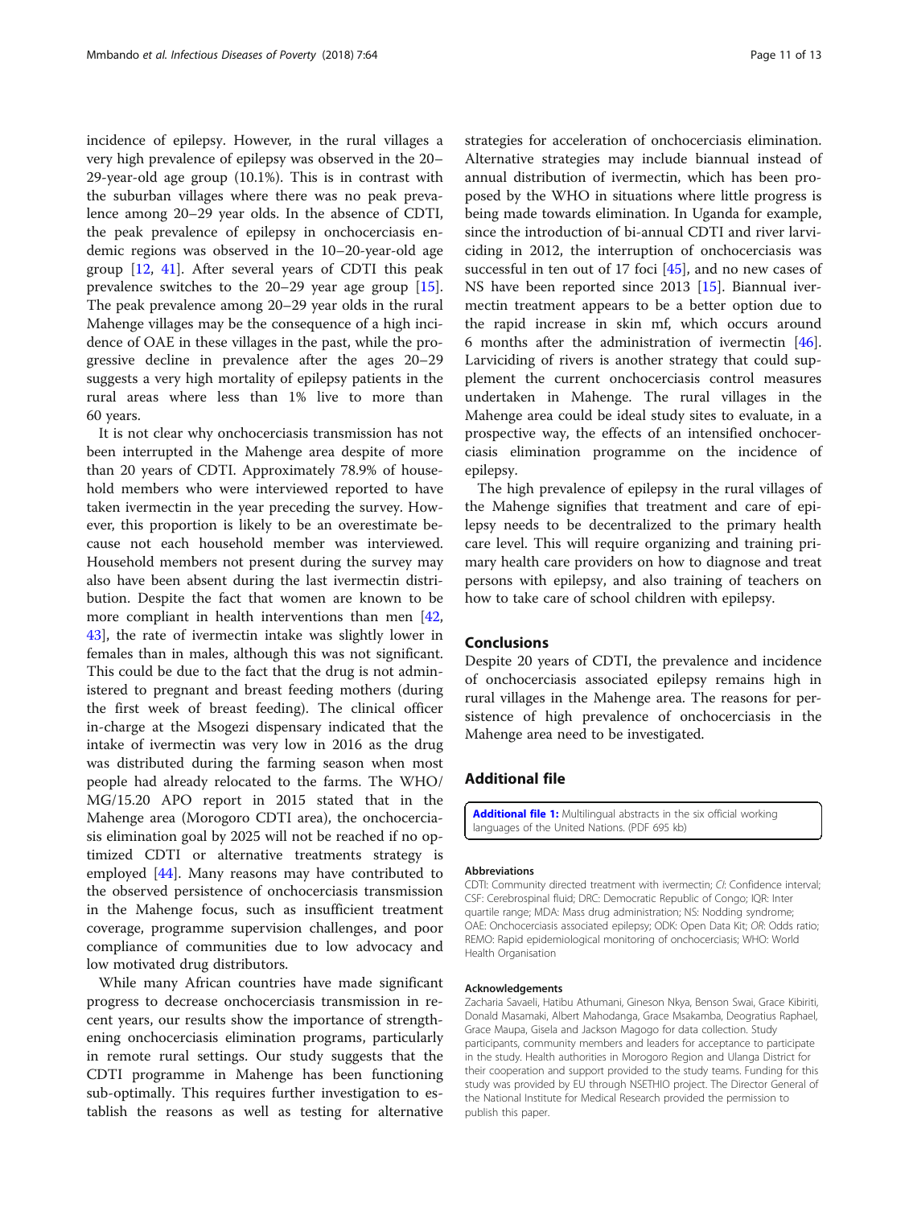incidence of epilepsy. However, in the rural villages a very high prevalence of epilepsy was observed in the 20–29-year-old age group (10.1%). This is in contrast with the suburban villages where there was no peak prevalence among 20–29 year olds. In the absence of CDTI, the peak prevalence of epilepsy in onchocerciasis endemic regions was observed in the 10–20-year-old age group [12, 41]. After several years of CDTI this peak prevalence switches to the 20–29 year age group [15]. The peak prevalence among 20–29 year olds in the rural Mahenge villages may be the consequence of a high incidence of OAE in these villages in the past, while the progressive decline in prevalence after the ages 20–29 suggests a very high mortality of epilepsy patients in the rural areas where less than 1% live to more than 60 years.

It is not clear why onchocerciasis transmission has not been interrupted in the Mahenge area despite of more than 20 years of CDTI. Approximately 78.9% of household members who were interviewed reported to have taken ivermectin in the year preceding the survey. However, this proportion is likely to be an overestimate because not each household member was interviewed. Household members not present during the survey may also have been absent during the last ivermectin distribution. Despite the fact that women are known to be more compliant in health interventions than men [42, 43], the rate of ivermectin intake was slightly lower in females than in males, although this was not significant. This could be due to the fact that the drug is not administered to pregnant and breast feeding mothers (during the first week of breast feeding). The clinical officer in-charge at the Msogezi dispensary indicated that the intake of ivermectin was very low in 2016 as the drug was distributed during the farming season when most people had already relocated to the farms. The WHO/MG/15.20 APO report in 2015 stated that in the Mahenge area (Morogoro CDTI area), the onchocerciasis elimination goal by 2025 will not be reached if no optimized CDTI or alternative treatments strategy is employed [44]. Many reasons may have contributed to the observed persistence of onchocerciasis transmission in the Mahenge focus, such as insufficient treatment coverage, programme supervision challenges, and poor compliance of communities due to low advocacy and low motivated drug distributors.

While many African countries have made significant progress to decrease onchocerciasis transmission in recent years, our results show the importance of strengthening onchocerciasis elimination programs, particularly in remote rural settings. Our study suggests that the CDTI programme in Mahenge has been functioning sub-optimally. This requires further investigation to establish the reasons as well as testing for alternative strategies for acceleration of onchocerciasis elimination. Alternative strategies may include biannual instead of annual distribution of ivermectin, which has been proposed by the WHO in situations where little progress is being made towards elimination. In Uganda for example, since the introduction of bi-annual CDTI and river larviciding in 2012, the interruption of onchocerciasis was successful in ten out of 17 foci [45], and no new cases of NS have been reported since 2013 [15]. Biannual ivermectin treatment appears to be a better option due to the rapid increase in skin mf, which occurs around 6 months after the administration of ivermectin [46]. Larviciding of rivers is another strategy that could supplement the current onchocerciasis control measures undertaken in Mahenge. The rural villages in the Mahenge area could be ideal study sites to evaluate, in a prospective way, the effects of an intensified onchocerciasis elimination programme on the incidence of epilepsy.

The high prevalence of epilepsy in the rural villages of the Mahenge signifies that treatment and care of epilepsy needs to be decentralized to the primary health care level. This will require organizing and training primary health care providers on how to diagnose and treat persons with epilepsy, and also training of teachers on how to take care of school children with epilepsy.

## Conclusions

Despite 20 years of CDTI, the prevalence and incidence of onchocerciasis associated epilepsy remains high in rural villages in the Mahenge area. The reasons for persistence of high prevalence of onchocerciasis in the Mahenge area need to be investigated.

## Additional file

**Additional file 1:** Multilingual abstracts in the six official working languages of the United Nations. (PDF 695 kb)

#### Abbreviations

CDTI: Community directed treatment with ivermectin; *CI*: Confidence interval; CSF: Cerebrospinal fluid; DRC: Democratic Republic of Congo; IQR: Inter quartile range; MDA: Mass drug administration; NS: Nodding syndrome; OAE: Onchocerciasis associated epilepsy; ODK: Open Data Kit; *OR*: Odds ratio; REMO: Rapid epidemiological monitoring of onchocerciasis; WHO: World Health Organisation

#### Acknowledgements

Zacharia Savaeli, Hatibu Athumani, Gineson Nkya, Benson Swai, Grace Kibiriti, Donald Masamaki, Albert Mahodanga, Grace Msakamba, Deogratius Raphael, Grace Maupa, Gisela and Jackson Magogo for data collection. Study participants, community members and leaders for acceptance to participate in the study. Health authorities in Morogoro Region and Ulanga District for their cooperation and support provided to the study teams. Funding for this study was provided by EU through NSETHIO project. The Director General of the National Institute for Medical Research provided the permission to publish this paper.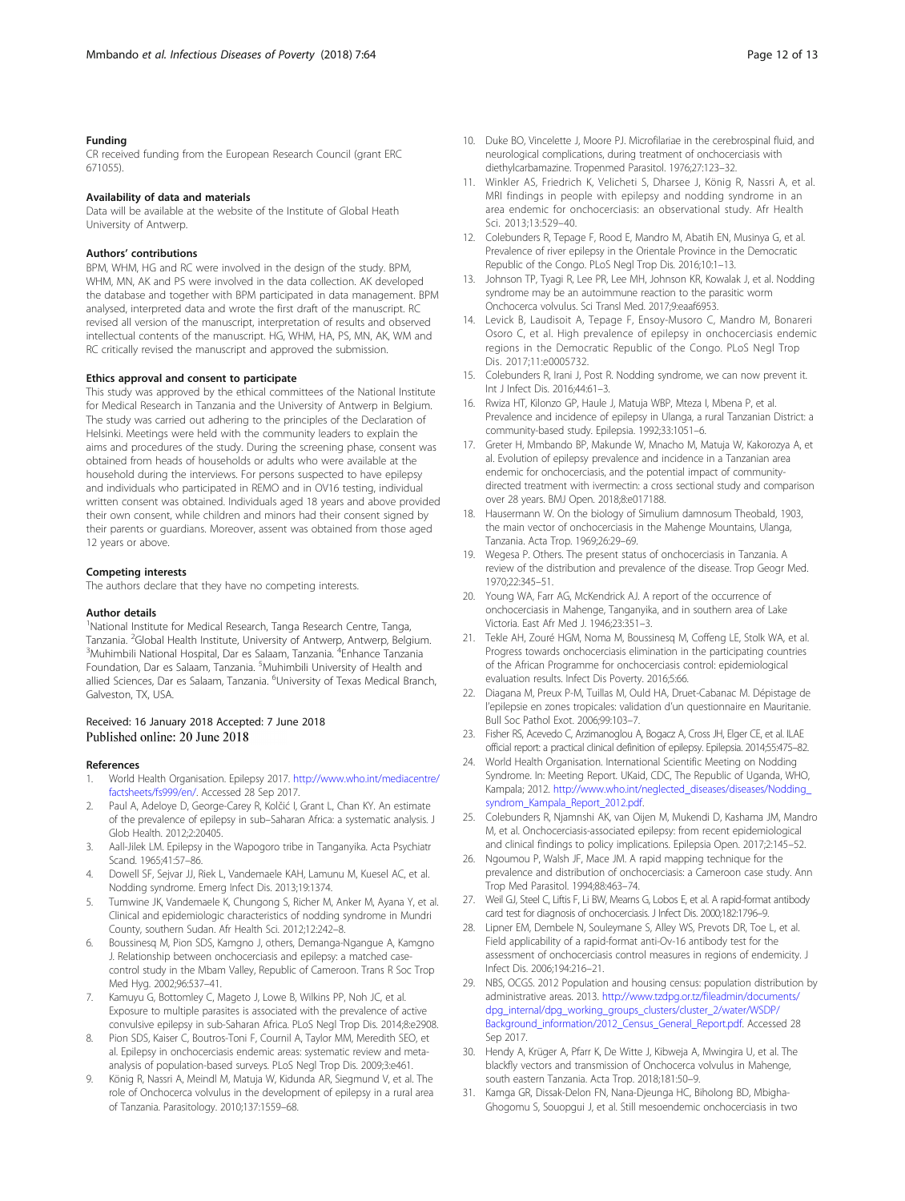### Funding

CR received funding from the European Research Council (grant ERC 671055).

### Availability of data and materials

Data will be available at the website of the Institute of Global Heath University of Antwerp.

### Authors' contributions

BPM, WHM, HG and RC were involved in the design of the study. BPM, WHM, MN, AK and PS were involved in the data collection. AK developed the database and together with BPM participated in data management. BPM analysed, interpreted data and wrote the first draft of the manuscript. RC revised all version of the manuscript, interpretation of results and observed intellectual contents of the manuscript. HG, WHM, HA, PS, MN, AK, WM and RC critically revised the manuscript and approved the submission.

### Ethics approval and consent to participate

This study was approved by the ethical committees of the National Institute for Medical Research in Tanzania and the University of Antwerp in Belgium. The study was carried out adhering to the principles of the Declaration of Helsinki. Meetings were held with the community leaders to explain the aims and procedures of the study. During the screening phase, consent was obtained from heads of households or adults who were available at the household during the interviews. For persons suspected to have epilepsy and individuals who participated in REMO and in OV16 testing, individual written consent was obtained. Individuals aged 18 years and above provided their own consent, while children and minors had their consent signed by their parents or guardians. Moreover, assent was obtained from those aged 12 years or above.

### Competing interests

The authors declare that they have no competing interests.

### Author details

[1]National Institute for Medical Research, Tanga Research Centre, Tanga, Tanzania. [2]Global Health Institute, University of Antwerp, Antwerp, Belgium. [3]Muhimbili National Hospital, Dar es Salaam, Tanzania. [4]Enhance Tanzania Foundation, Dar es Salaam, Tanzania. [5]Muhimbili University of Health and allied Sciences, Dar es Salaam, Tanzania. [6]University of Texas Medical Branch, Galveston, TX, USA.

Received: 16 January 2018 Accepted: 7 June 2018
Published online: 20 June 2018

### References

1. World Health Organisation. Epilepsy 2017. http://www.who.int/mediacentre/factsheets/fs999/en/. Accessed 28 Sep 2017.
2. Paul A, Adeloye D, George-Carey R, Kolčić I, Grant L, Chan KY. An estimate of the prevalence of epilepsy in sub–Saharan Africa: a systematic analysis. J Glob Health. 2012;2:20405.
3. Aall-Jilek LM. Epilepsy in the Wapogoro tribe in Tanganyika. Acta Psychiatr Scand. 1965;41:57–86.
4. Dowell SF, Sejvar JJ, Riek L, Vandemaele KAH, Lamunu M, Kuesel AC, et al. Nodding syndrome. Emerg Infect Dis. 2013;19:1374.
5. Tumwine JK, Vandemaele K, Chungong S, Richer M, Anker M, Ayana Y, et al. Clinical and epidemiologic characteristics of nodding syndrome in Mundri County, southern Sudan. Afr Health Sci. 2012;12:242–8.
6. Boussinesq M, Pion SDS, Kamgno J, others, Demanga-Ngangue A, Kamgno J. Relationship between onchocerciasis and epilepsy: a matched case-control study in the Mbam Valley, Republic of Cameroon. Trans R Soc Trop Med Hyg. 2002;96:537–41.
7. Kamuyu G, Bottomley C, Mageto J, Lowe B, Wilkins PP, Noh JC, et al. Exposure to multiple parasites is associated with the prevalence of active convulsive epilepsy in sub-Saharan Africa. PLoS Negl Trop Dis. 2014;8:e2908.
8. Pion SDS, Kaiser C, Boutros-Toni F, Cournil A, Taylor MM, Meredith SEO, et al. Epilepsy in onchocerciasis endemic areas: systematic review and meta-analysis of population-based surveys. PLoS Negl Trop Dis. 2009;3:e461.
9. König R, Nassri A, Meindl M, Matuja W, Kidunda AR, Siegmund V, et al. The role of Onchocerca volvulus in the development of epilepsy in a rural area of Tanzania. Parasitology. 2010;137:1559–68.
10. Duke BO, Vincelette J, Moore PJ. Microfilariae in the cerebrospinal fluid, and neurological complications, during treatment of onchocerciasis with diethylcarbamazine. Tropenmed Parasitol. 1976;27:123–32.
11. Winkler AS, Friedrich K, Velicheti S, Dharsee J, König R, Nassri A, et al. MRI findings in people with epilepsy and nodding syndrome in an area endemic for onchocerciasis: an observational study. Afr Health Sci. 2013;13:529–40.
12. Colebunders R, Tepage F, Rood E, Mandro M, Abatih EN, Musinya G, et al. Prevalence of river epilepsy in the Orientale Province in the Democratic Republic of the Congo. PLoS Negl Trop Dis. 2016;10:1–13.
13. Johnson TP, Tyagi R, Lee PR, Lee MH, Johnson KR, Kowalak J, et al. Nodding syndrome may be an autoimmune reaction to the parasitic worm Onchocerca volvulus. Sci Transl Med. 2017;9:eaaf6953.
14. Levick B, Laudisoit A, Tepage F, Ensoy-Musoro C, Mandro M, Bonareri Osoro C, et al. High prevalence of epilepsy in onchocerciasis endemic regions in the Democratic Republic of the Congo. PLoS Negl Trop Dis. 2017;11:e0005732.
15. Colebunders R, Irani J, Post R. Nodding syndrome, we can now prevent it. Int J Infect Dis. 2016;44:61–3.
16. Rwiza HT, Kilonzo GP, Haule J, Matuja WBP, Mteza I, Mbena P, et al. Prevalence and incidence of epilepsy in Ulanga, a rural Tanzanian District: a community-based study. Epilepsia. 1992;33:1051–6.
17. Greter H, Mmbando BP, Makunde W, Mnacho M, Matuja W, Kakorozya A, et al. Evolution of epilepsy prevalence and incidence in a Tanzanian area endemic for onchocerciasis, and the potential impact of community-directed treatment with ivermectin: a cross sectional study and comparison over 28 years. BMJ Open. 2018;8:e017188.
18. Hausermann W. On the biology of Simulium damnosum Theobald, 1903, the main vector of onchocerciasis in the Mahenge Mountains, Ulanga, Tanzania. Acta Trop. 1969;26:29–69.
19. Wegesa P. Others. The present status of onchocerciasis in Tanzania. A review of the distribution and prevalence of the disease. Trop Geogr Med. 1970;22:345–51.
20. Young WA, Farr AG, McKendrick AJ. A report of the occurrence of onchocerciasis in Mahenge, Tanganyika, and in southern area of Lake Victoria. East Afr Med J. 1946;23:351–3.
21. Tekle AH, Zouré HGM, Noma M, Boussinesq M, Coffeng LE, Stolk WA, et al. Progress towards onchocerciasis elimination in the participating countries of the African Programme for onchocerciasis control: epidemiological evaluation results. Infect Dis Poverty. 2016;5:66.
22. Diagana M, Preux P-M, Tuillas M, Ould HA, Druet-Cabanac M. Dépistage de l'epilepsie en zones tropicales: validation d'un questionnaire en Mauritanie. Bull Soc Pathol Exot. 2006;99:103–7.
23. Fisher RS, Acevedo C, Arzimanoglou A, Bogacz A, Cross JH, Elger CE, et al. ILAE official report: a practical clinical definition of epilepsy. Epilepsia. 2014;55:475–82.
24. World Health Organisation. International Scientific Meeting on Nodding Syndrome. In: Meeting Report. UKaid, CDC, The Republic of Uganda, WHO, Kampala; 2012. http://www.who.int/neglected_diseases/diseases/Nodding_syndrom_Kampala_Report_2012.pdf.
25. Colebunders R, Njamnshi AK, van Oijen M, Mukendi D, Kashama JM, Mandro M, et al. Onchocerciasis-associated epilepsy: from recent epidemiological and clinical findings to policy implications. Epilepsia Open. 2017;2:145–52.
26. Ngoumou P, Walsh JF, Mace JM. A rapid mapping technique for the prevalence and distribution of onchocerciasis: a Cameroon case study. Ann Trop Med Parasitol. 1994;88:463–74.
27. Weil GJ, Steel C, Liftis F, Li BW, Mearns G, Lobos E, et al. A rapid-format antibody card test for diagnosis of onchocerciasis. J Infect Dis. 2000;182:1796–9.
28. Lipner EM, Dembele N, Souleymane S, Alley WS, Prevots DR, Toe L, et al. Field applicability of a rapid-format anti-Ov-16 antibody test for the assessment of onchocerciasis control measures in regions of endemicity. J Infect Dis. 2006;194:216–21.
29. NBS, OCGS. 2012 Population and housing census: population distribution by administrative areas. 2013. http://www.tzdpg.or.tz/fileadmin/documents/dpg_internal/dpg_working_groups_clusters/cluster_2/water/WSDP/Background_information/2012_Census_General_Report.pdf. Accessed 28 Sep 2017.
30. Hendy A, Krüger A, Pfarr K, De Witte J, Kibweja A, Mwingira U, et al. The blackfly vectors and transmission of Onchocerca volvulus in Mahenge, south eastern Tanzania. Acta Trop. 2018;181:50–9.
31. Kamga GR, Dissak-Delon FN, Nana-Djeunga HC, Biholong BD, Mbigha-Ghogomu S, Souopgui J, et al. Still mesoendemic onchocerciasis in two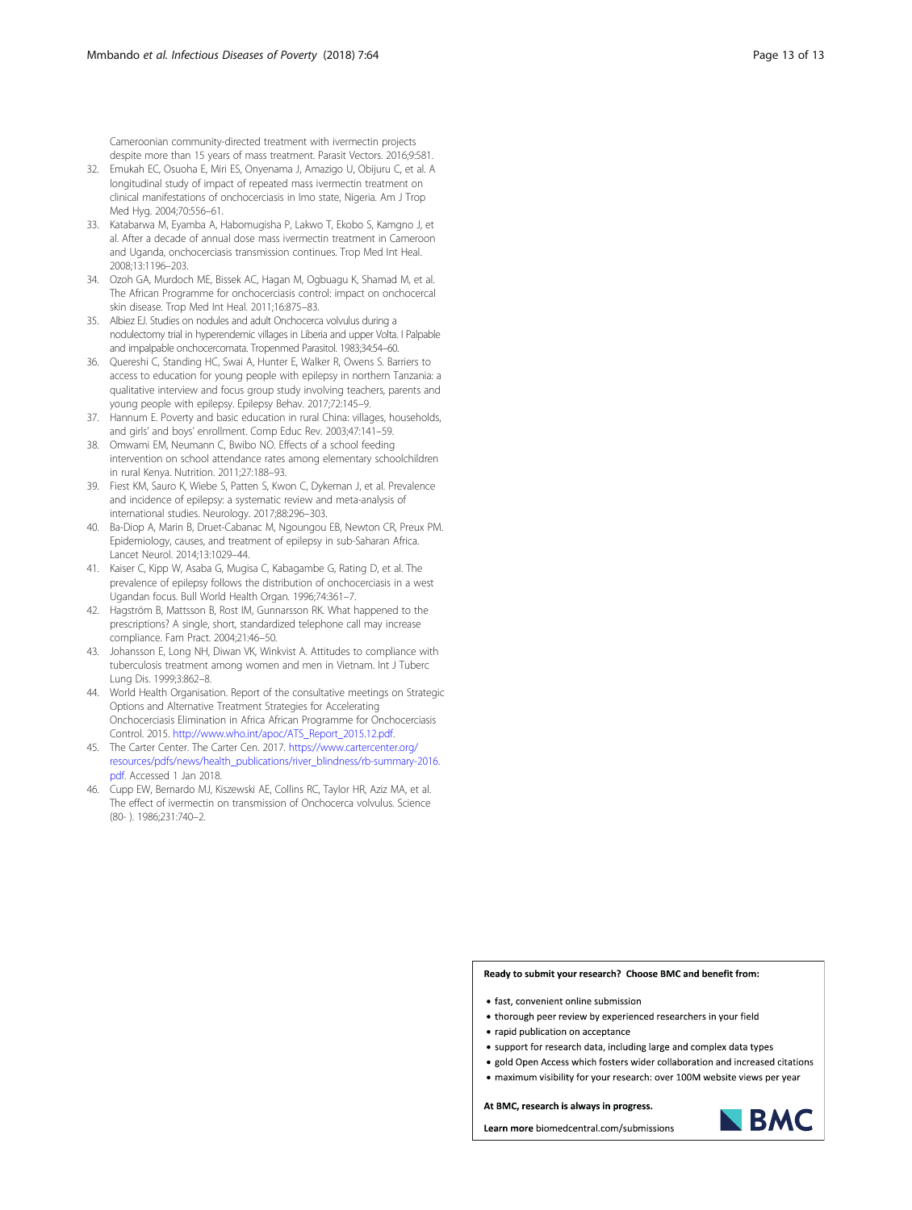Cameroonian community-directed treatment with ivermectin projects despite more than 15 years of mass treatment. Parasit Vectors. 2016;9:581.

32. Emukah EC, Osuoha E, Miri ES, Onyenama J, Amazigo U, Obijuru C, et al. A longitudinal study of impact of repeated mass ivermectin treatment on clinical manifestations of onchocerciasis in Imo state, Nigeria. Am J Trop Med Hyg. 2004;70:556–61.
33. Katabarwa M, Eyamba A, Habomugisha P, Lakwo T, Ekobo S, Kamgno J, et al. After a decade of annual dose mass ivermectin treatment in Cameroon and Uganda, onchocerciasis transmission continues. Trop Med Int Heal. 2008;13:1196–203.
34. Ozoh GA, Murdoch ME, Bissek AC, Hagan M, Ogbuagu K, Shamad M, et al. The African Programme for onchocerciasis control: impact on onchocercal skin disease. Trop Med Int Heal. 2011;16:875–83.
35. Albiez EJ. Studies on nodules and adult Onchocerca volvulus during a nodulectomy trial in hyperendemic villages in Liberia and upper Volta. I Palpable and impalpable onchocercomata. Tropenmed Parasitol. 1983;34:54–60.
36. Quereshi C, Standing HC, Swai A, Hunter E, Walker R, Owens S. Barriers to access to education for young people with epilepsy in northern Tanzania: a qualitative interview and focus group study involving teachers, parents and young people with epilepsy. Epilepsy Behav. 2017;72:145–9.
37. Hannum E. Poverty and basic education in rural China: villages, households, and girls' and boys' enrollment. Comp Educ Rev. 2003;47:141–59.
38. Omwami EM, Neumann C, Bwibo NO. Effects of a school feeding intervention on school attendance rates among elementary schoolchildren in rural Kenya. Nutrition. 2011;27:188–93.
39. Fiest KM, Sauro K, Wiebe S, Patten S, Kwon C, Dykeman J, et al. Prevalence and incidence of epilepsy: a systematic review and meta-analysis of international studies. Neurology. 2017;88:296–303.
40. Ba-Diop A, Marin B, Druet-Cabanac M, Ngoungou EB, Newton CR, Preux PM. Epidemiology, causes, and treatment of epilepsy in sub-Saharan Africa. Lancet Neurol. 2014;13:1029–44.
41. Kaiser C, Kipp W, Asaba G, Mugisa C, Kabagambe G, Rating D, et al. The prevalence of epilepsy follows the distribution of onchocerciasis in a west Ugandan focus. Bull World Health Organ. 1996;74:361–7.
42. Hagström B, Mattsson B, Rost IM, Gunnarsson RK. What happened to the prescriptions? A single, short, standardized telephone call may increase compliance. Fam Pract. 2004;21:46–50.
43. Johansson E, Long NH, Diwan VK, Winkvist A. Attitudes to compliance with tuberculosis treatment among women and men in Vietnam. Int J Tuberc Lung Dis. 1999;3:862–8.
44. World Health Organisation. Report of the consultative meetings on Strategic Options and Alternative Treatment Strategies for Accelerating Onchocerciasis Elimination in Africa African Programme for Onchocerciasis Control. 2015. http://www.who.int/apoc/ATS_Report_2015.12.pdf.
45. The Carter Center. The Carter Cen. 2017. https://www.cartercenter.org/resources/pdfs/news/health_publications/river_blindness/rb-summary-2016.pdf. Accessed 1 Jan 2018.
46. Cupp EW, Bernardo MJ, Kiszewski AE, Collins RC, Taylor HR, Aziz MA, et al. The effect of ivermectin on transmission of Onchocerca volvulus. Science (80- ). 1986;231:740–2.